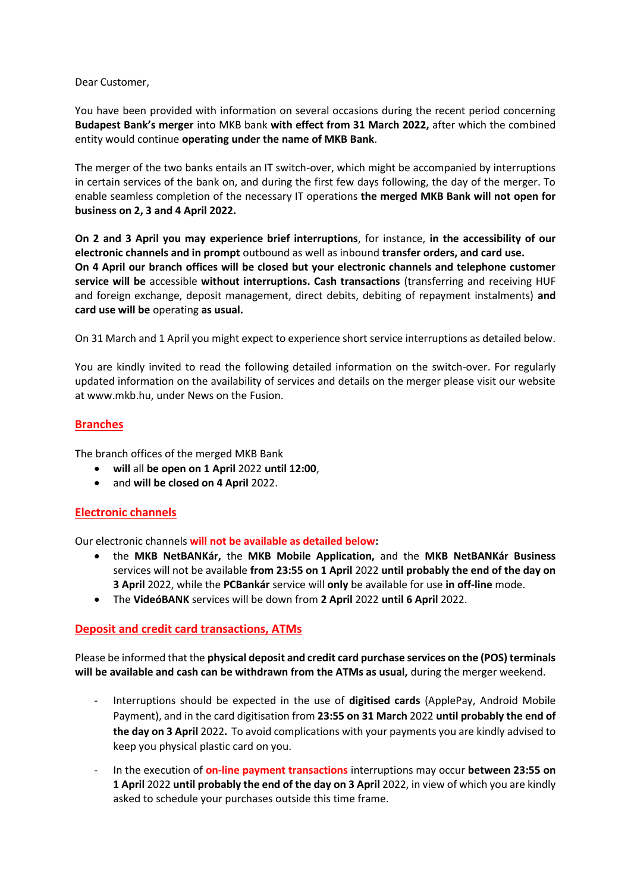Dear Customer,

You have been provided with information on several occasions during the recent period concerning **Budapest Bank's merger** into MKB bank **with effect from 31 March 2022,** after which the combined entity would continue **operating under the name of MKB Bank**.

The merger of the two banks entails an IT switch-over, which might be accompanied by interruptions in certain services of the bank on, and during the first few days following, the day of the merger. To enable seamless completion of the necessary IT operations **the merged MKB Bank will not open for business on 2, 3 and 4 April 2022.**

**On 2 and 3 April you may experience brief interruptions**, for instance, **in the accessibility of our electronic channels and in prompt** outbound as well as inbound **transfer orders, and card use.**
**On 4 April our branch offices will be closed but your electronic channels and telephone customer service will be** accessible **without interruptions. Cash transactions** (transferring and receiving HUF and foreign exchange, deposit management, direct debits, debiting of repayment instalments) **and card use will be** operating **as usual.**

On 31 March and 1 April you might expect to experience short service interruptions as detailed below.

You are kindly invited to read the following detailed information on the switch-over. For regularly updated information on the availability of services and details on the merger please visit our website at www.mkb.hu, under News on the Fusion.

## Branches

The branch offices of the merged MKB Bank

- **will** all **be open on 1 April** 2022 **until 12:00**,
- and **will be closed on 4 April** 2022.

## Electronic channels

Our electronic channels **will not be available as detailed below:**

- the **MKB NetBANKár,** the **MKB Mobile Application,** and the **MKB NetBANKár Business** services will not be available **from 23:55 on 1 April** 2022 **until probably the end of the day on 3 April** 2022, while the **PCBankár** service will **only** be available for use **in off-line** mode.
- The **VideóBANK** services will be down from **2 April** 2022 **until 6 April** 2022.

## Deposit and credit card transactions, ATMs

Please be informed that the **physical deposit and credit card purchase services on the (POS) terminals will be available and cash can be withdrawn from the ATMs as usual,** during the merger weekend.

- Interruptions should be expected in the use of **digitised cards** (ApplePay, Android Mobile Payment), and in the card digitisation from **23:55 on 31 March** 2022 **until probably the end of the day on 3 April** 2022**.** To avoid complications with your payments you are kindly advised to keep you physical plastic card on you.

- In the execution of **on-line payment transactions** interruptions may occur **between 23:55 on 1 April** 2022 **until probably the end of the day on 3 April** 2022, in view of which you are kindly asked to schedule your purchases outside this time frame.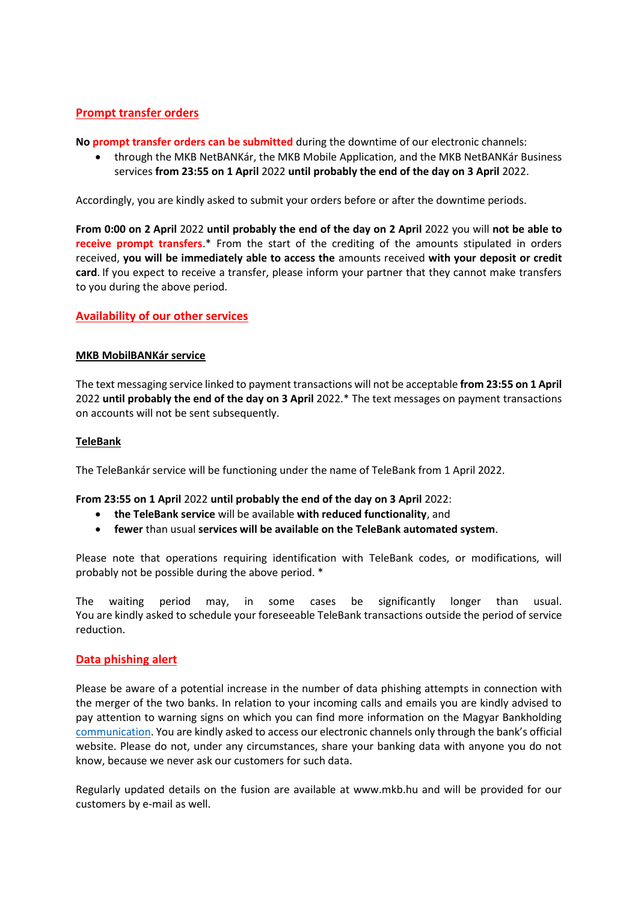## Prompt transfer orders

**No prompt transfer orders can be submitted** during the downtime of our electronic channels:

- through the MKB NetBANKár, the MKB Mobile Application, and the MKB NetBANKár Business services **from 23:55 on 1 April** 2022 **until probably the end of the day on 3 April** 2022.

Accordingly, you are kindly asked to submit your orders before or after the downtime periods.

**From 0:00 on 2 April** 2022 **until probably the end of the day on 2 April** 2022 you will **not be able to receive prompt transfers**.* From the start of the crediting of the amounts stipulated in orders received, **you will be immediately able to access the** amounts received **with your deposit or credit card**. If you expect to receive a transfer, please inform your partner that they cannot make transfers to you during the above period.

## Availability of our other services

### MKB MobilBANKár service

The text messaging service linked to payment transactions will not be acceptable **from 23:55 on 1 April** 2022 **until probably the end of the day on 3 April** 2022.* The text messages on payment transactions on accounts will not be sent subsequently.

### TeleBank

The TeleBankár service will be functioning under the name of TeleBank from 1 April 2022.

**From 23:55 on 1 April** 2022 **until probably the end of the day on 3 April** 2022:

- **the TeleBank service** will be available **with reduced functionality**, and
- **fewer** than usual **services will be available on the TeleBank automated system**.

Please note that operations requiring identification with TeleBank codes, or modifications, will probably not be possible during the above period. *

The waiting period may, in some cases be significantly longer than usual. You are kindly asked to schedule your foreseeable TeleBank transactions outside the period of service reduction.

## Data phishing alert

Please be aware of a potential increase in the number of data phishing attempts in connection with the merger of the two banks. In relation to your incoming calls and emails you are kindly advised to pay attention to warning signs on which you can find more information on the Magyar Bankholding communication. You are kindly asked to access our electronic channels only through the bank's official website. Please do not, under any circumstances, share your banking data with anyone you do not know, because we never ask our customers for such data.

Regularly updated details on the fusion are available at www.mkb.hu and will be provided for our customers by e-mail as well.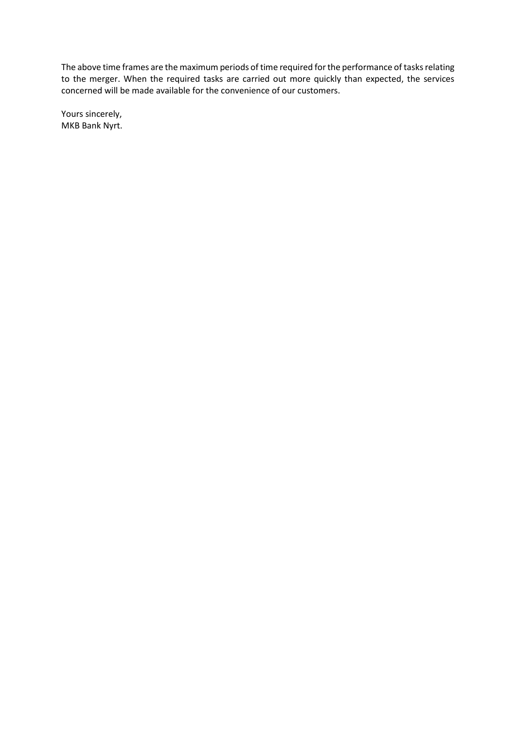The above time frames are the maximum periods of time required for the performance of tasks relating to the merger. When the required tasks are carried out more quickly than expected, the services concerned will be made available for the convenience of our customers.

Yours sincerely,
MKB Bank Nyrt.